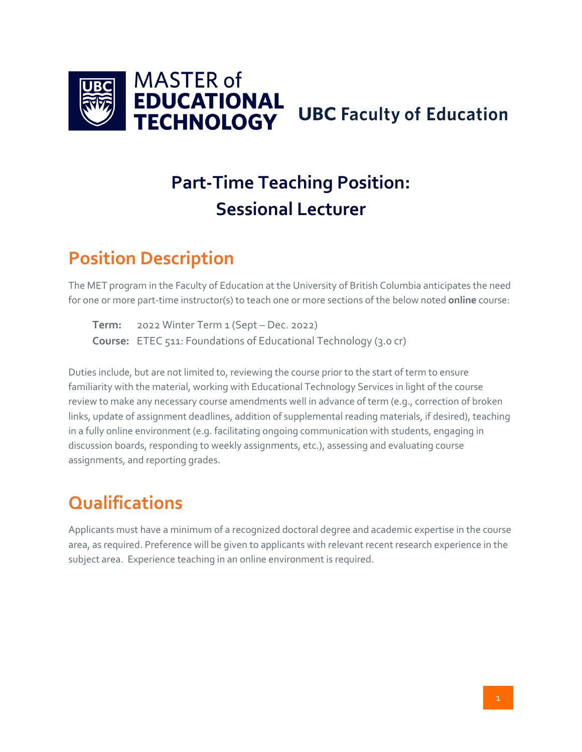MASTER of EDUCATIONAL TECHNOLOGY

UBC Faculty of Education

# Part-Time Teaching Position: Sessional Lecturer

## Position Description

The MET program in the Faculty of Education at the University of British Columbia anticipates the need for one or more part-time instructor(s) to teach one or more sections of the below noted **online** course:

**Term:** 2022 Winter Term 1 (Sept – Dec. 2022)
**Course:** ETEC 511: Foundations of Educational Technology (3.0 cr)

Duties include, but are not limited to, reviewing the course prior to the start of term to ensure familiarity with the material, working with Educational Technology Services in light of the course review to make any necessary course amendments well in advance of term (e.g., correction of broken links, update of assignment deadlines, addition of supplemental reading materials, if desired), teaching in a fully online environment (e.g. facilitating ongoing communication with students, engaging in discussion boards, responding to weekly assignments, etc.), assessing and evaluating course assignments, and reporting grades.

## Qualifications

Applicants must have a minimum of a recognized doctoral degree and academic expertise in the course area, as required. Preference will be given to applicants with relevant recent research experience in the subject area. Experience teaching in an online environment is required.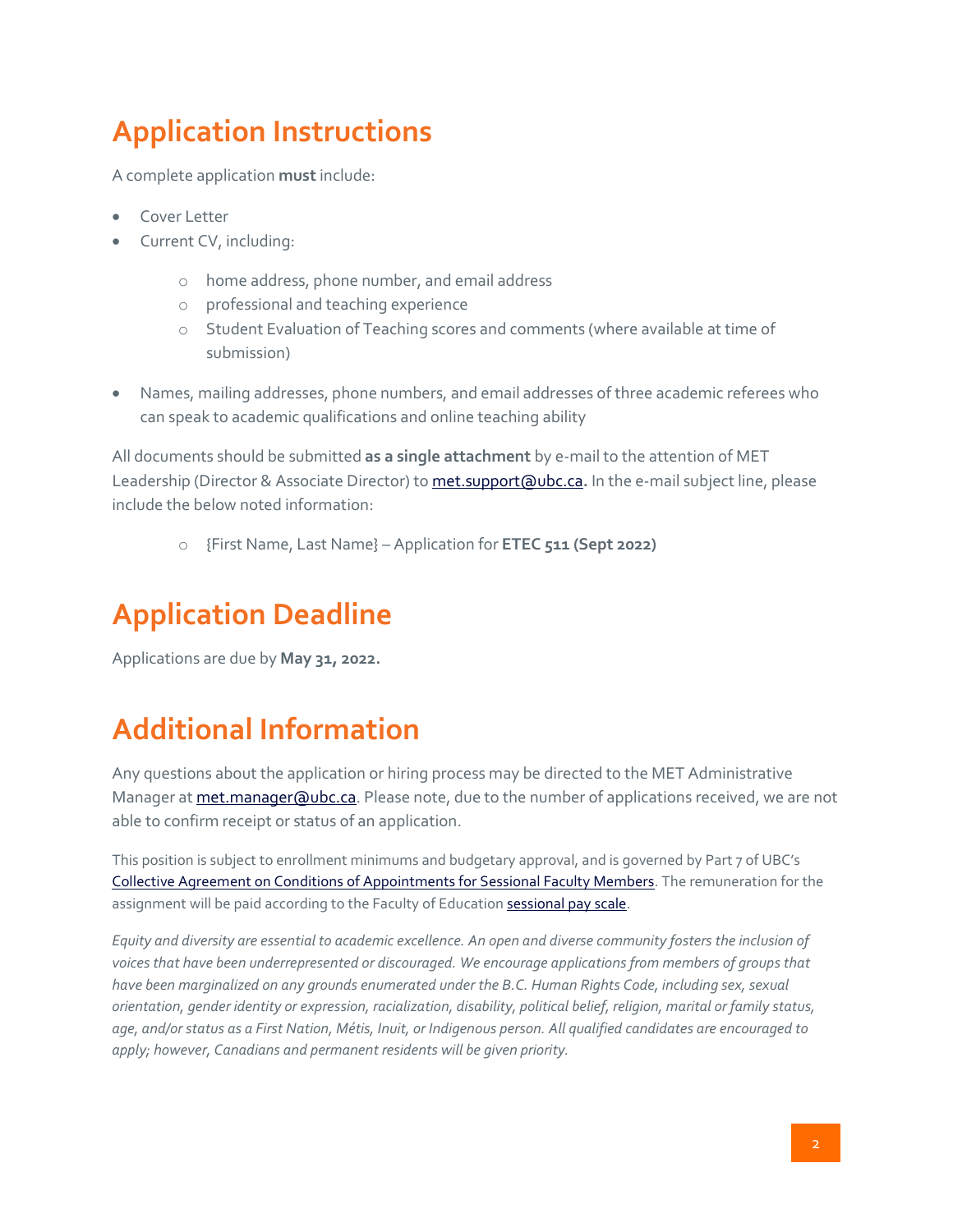# Application Instructions

A complete application **must** include:

- Cover Letter
- Current CV, including:
  - home address, phone number, and email address
  - professional and teaching experience
  - Student Evaluation of Teaching scores and comments (where available at time of submission)
- Names, mailing addresses, phone numbers, and email addresses of three academic referees who can speak to academic qualifications and online teaching ability

All documents should be submitted **as a single attachment** by e-mail to the attention of MET Leadership (Director & Associate Director) to [met.support@ubc.ca](mailto:met.support@ubc.ca)**.** In the e-mail subject line, please include the below noted information:

- {First Name, Last Name} – Application for **ETEC 511 (Sept 2022)**

# Application Deadline

Applications are due by **May 31, 2022.**

# Additional Information

Any questions about the application or hiring process may be directed to the MET Administrative Manager at [met.manager@ubc.ca](mailto:met.manager@ubc.ca). Please note, due to the number of applications received, we are not able to confirm receipt or status of an application.

This position is subject to enrollment minimums and budgetary approval, and is governed by Part 7 of UBC's Collective Agreement on Conditions of Appointments for Sessional Faculty Members. The remuneration for the assignment will be paid according to the Faculty of Education sessional pay scale.

*Equity and diversity are essential to academic excellence. An open and diverse community fosters the inclusion of voices that have been underrepresented or discouraged. We encourage applications from members of groups that have been marginalized on any grounds enumerated under the B.C. Human Rights Code, including sex, sexual orientation, gender identity or expression, racialization, disability, political belief, religion, marital or family status, age, and/or status as a First Nation, Métis, Inuit, or Indigenous person. All qualified candidates are encouraged to apply; however, Canadians and permanent residents will be given priority.*